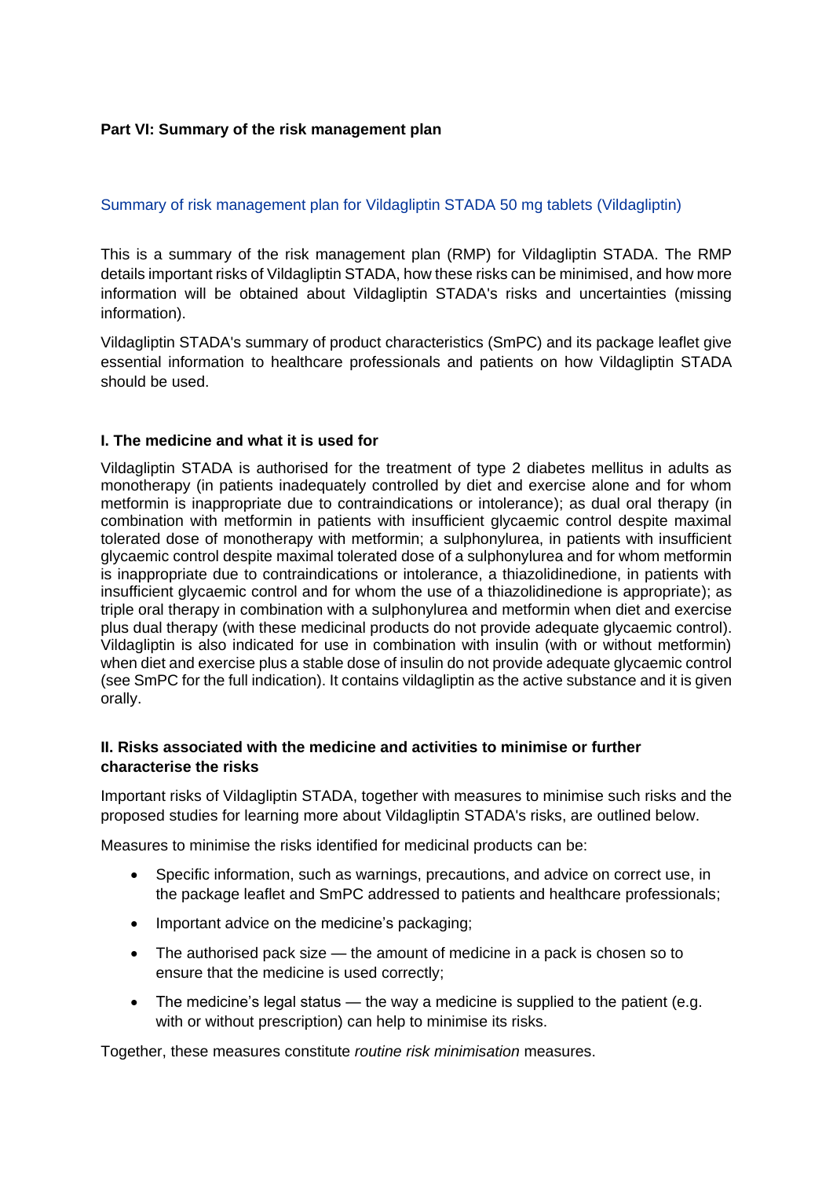# Part VI: Summary of the risk management plan

## Summary of risk management plan for Vildagliptin STADA 50 mg tablets (Vildagliptin)

This is a summary of the risk management plan (RMP) for Vildagliptin STADA. The RMP details important risks of Vildagliptin STADA, how these risks can be minimised, and how more information will be obtained about Vildagliptin STADA's risks and uncertainties (missing information).

Vildagliptin STADA's summary of product characteristics (SmPC) and its package leaflet give essential information to healthcare professionals and patients on how Vildagliptin STADA should be used.

### I. The medicine and what it is used for

Vildagliptin STADA is authorised for the treatment of type 2 diabetes mellitus in adults as monotherapy (in patients inadequately controlled by diet and exercise alone and for whom metformin is inappropriate due to contraindications or intolerance); as dual oral therapy (in combination with metformin in patients with insufficient glycaemic control despite maximal tolerated dose of monotherapy with metformin; a sulphonylurea, in patients with insufficient glycaemic control despite maximal tolerated dose of a sulphonylurea and for whom metformin is inappropriate due to contraindications or intolerance, a thiazolidinedione, in patients with insufficient glycaemic control and for whom the use of a thiazolidinedione is appropriate); as triple oral therapy in combination with a sulphonylurea and metformin when diet and exercise plus dual therapy (with these medicinal products do not provide adequate glycaemic control). Vildagliptin is also indicated for use in combination with insulin (with or without metformin) when diet and exercise plus a stable dose of insulin do not provide adequate glycaemic control (see SmPC for the full indication). It contains vildagliptin as the active substance and it is given orally.

### II. Risks associated with the medicine and activities to minimise or further characterise the risks

Important risks of Vildagliptin STADA, together with measures to minimise such risks and the proposed studies for learning more about Vildagliptin STADA's risks, are outlined below.

Measures to minimise the risks identified for medicinal products can be:

- Specific information, such as warnings, precautions, and advice on correct use, in the package leaflet and SmPC addressed to patients and healthcare professionals;
- Important advice on the medicine's packaging;
- The authorised pack size — the amount of medicine in a pack is chosen so to ensure that the medicine is used correctly;
- The medicine's legal status — the way a medicine is supplied to the patient (e.g. with or without prescription) can help to minimise its risks.

Together, these measures constitute *routine risk minimisation* measures.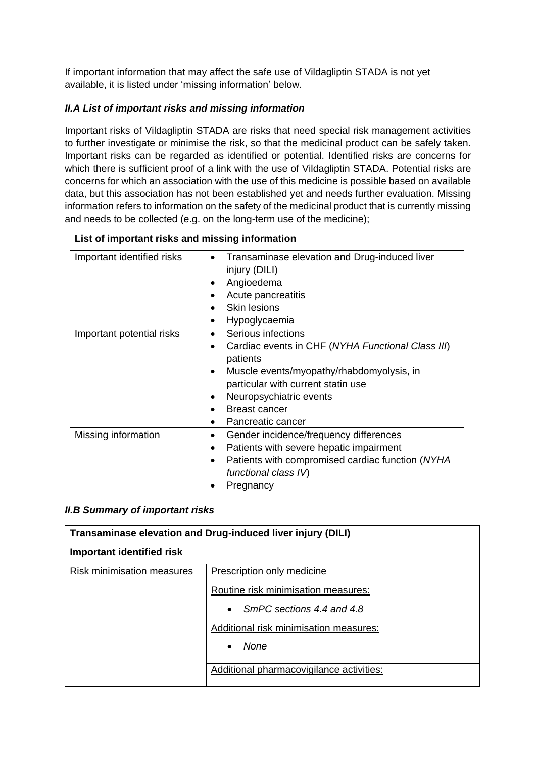If important information that may affect the safe use of Vildagliptin STADA is not yet available, it is listed under 'missing information' below.

### *II.A List of important risks and missing information*

Important risks of Vildagliptin STADA are risks that need special risk management activities to further investigate or minimise the risk, so that the medicinal product can be safely taken. Important risks can be regarded as identified or potential. Identified risks are concerns for which there is sufficient proof of a link with the use of Vildagliptin STADA. Potential risks are concerns for which an association with the use of this medicine is possible based on available data, but this association has not been established yet and needs further evaluation. Missing information refers to information on the safety of the medicinal product that is currently missing and needs to be collected (e.g. on the long-term use of the medicine);

| **List of important risks and missing information** | |
|---|---|
| Important identified risks | • Transaminase elevation and Drug-induced liver injury (DILI)<br>• Angioedema<br>• Acute pancreatitis<br>• Skin lesions<br>• Hypoglycaemia |
| Important potential risks | • Serious infections<br>• Cardiac events in CHF (*NYHA Functional Class III*) patients<br>• Muscle events/myopathy/rhabdomyolysis, in particular with current statin use<br>• Neuropsychiatric events<br>• Breast cancer<br>• Pancreatic cancer |
| Missing information | • Gender incidence/frequency differences<br>• Patients with severe hepatic impairment<br>• Patients with compromised cardiac function (*NYHA functional class IV*)<br>• Pregnancy |

### *II.B Summary of important risks*

| **Transaminase elevation and Drug-induced liver injury (DILI)**<br>**Important identified risk** | |
|---|---|
| Risk minimisation measures | Prescription only medicine<br>Routine risk minimisation measures:<br>• *SmPC sections 4.4 and 4.8*<br>Additional risk minimisation measures:<br>• *None* |
| | Additional pharmacovigilance activities: |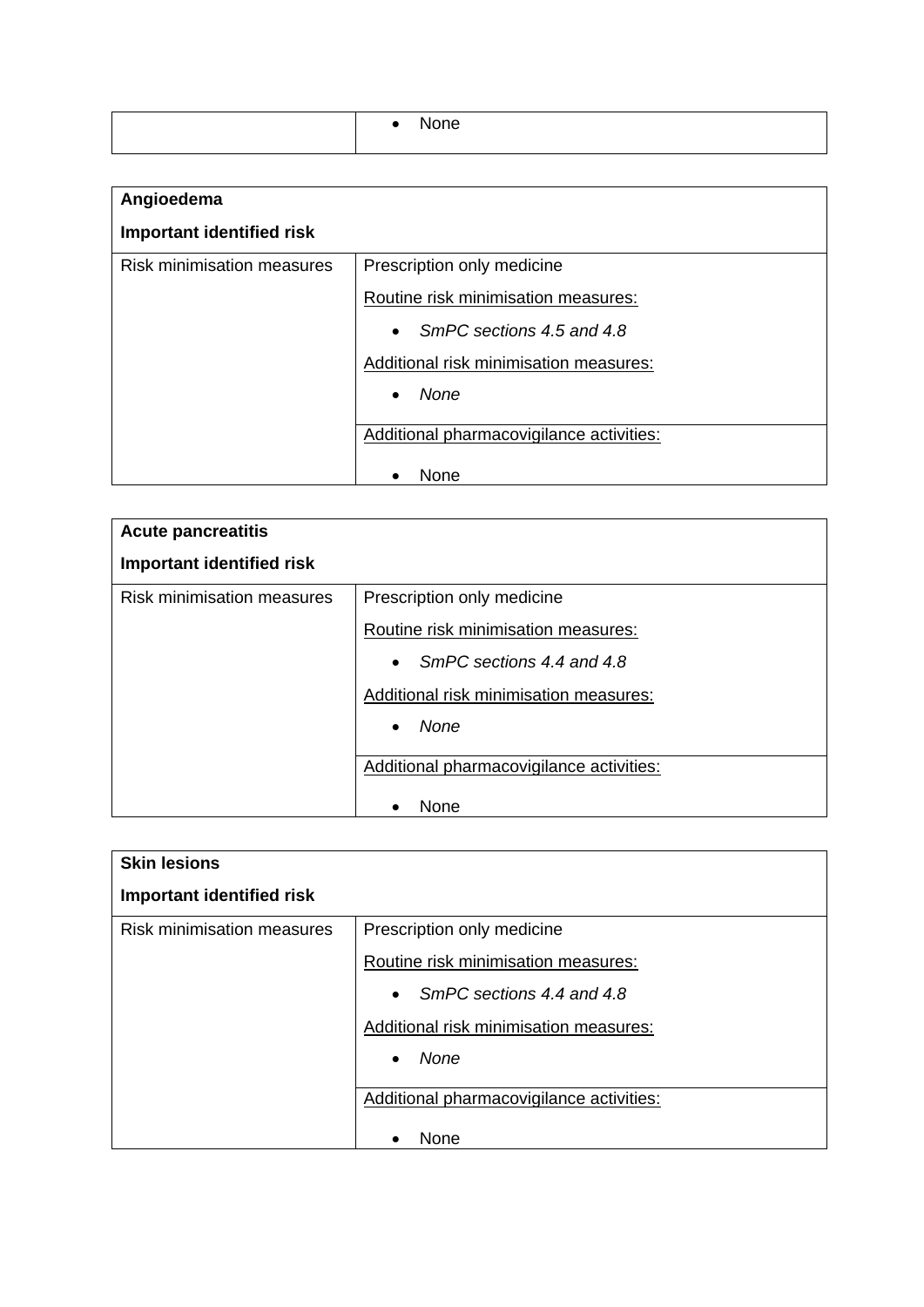| | |
|---|---|
| | • None |

| **Angioedema**<br><br>**Important identified risk** | |
|---|---|
| Risk minimisation measures | Prescription only medicine<br><br><u>Routine risk minimisation measures:</u><br><br>• *SmPC sections 4.5 and 4.8*<br><br><u>Additional risk minimisation measures:</u><br><br>• *None* |
| | <u>Additional pharmacovigilance activities:</u><br><br>• None |

| **Acute pancreatitis**<br><br>**Important identified risk** | |
|---|---|
| Risk minimisation measures | Prescription only medicine<br><br><u>Routine risk minimisation measures:</u><br><br>• *SmPC sections 4.4 and 4.8*<br><br><u>Additional risk minimisation measures:</u><br><br>• *None* |
| | <u>Additional pharmacovigilance activities:</u><br><br>• None |

| **Skin lesions**<br><br>**Important identified risk** | |
|---|---|
| Risk minimisation measures | Prescription only medicine<br><br><u>Routine risk minimisation measures:</u><br><br>• *SmPC sections 4.4 and 4.8*<br><br><u>Additional risk minimisation measures:</u><br><br>• *None* |
| | <u>Additional pharmacovigilance activities:</u><br><br>• None |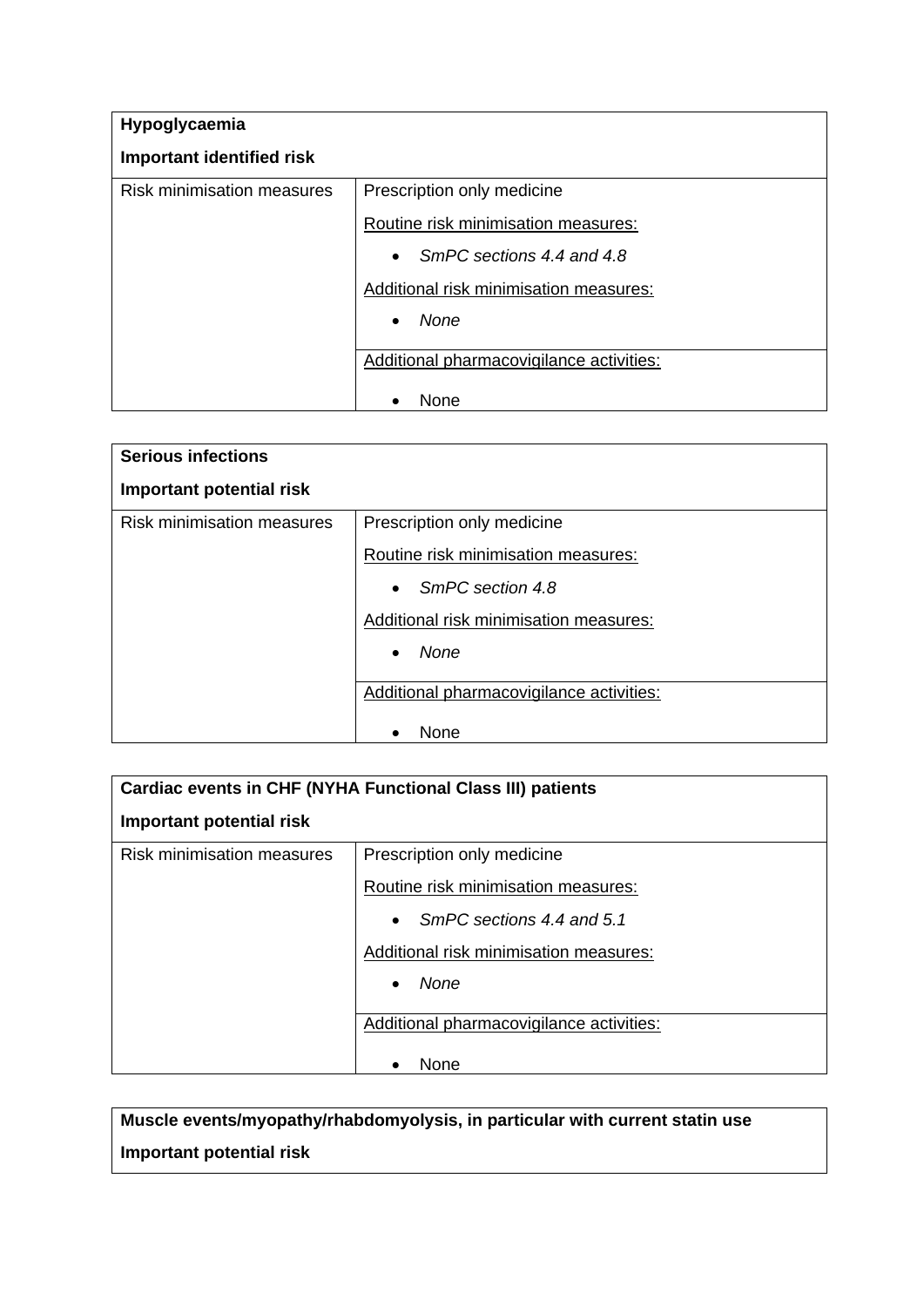| **Hypoglycaemia**<br><br>**Important identified risk** | |
|---|---|
| Risk minimisation measures | Prescription only medicine<br><br>Routine risk minimisation measures:<br><br>• *SmPC sections 4.4 and 4.8*<br><br>Additional risk minimisation measures:<br><br>• *None* |
| | Additional pharmacovigilance activities:<br><br>• None |

| **Serious infections**<br><br>**Important potential risk** | |
|---|---|
| Risk minimisation measures | Prescription only medicine<br><br>Routine risk minimisation measures:<br><br>• *SmPC section 4.8*<br><br>Additional risk minimisation measures:<br><br>• *None* |
| | Additional pharmacovigilance activities:<br><br>• None |

| **Cardiac events in CHF (NYHA Functional Class III) patients**<br><br>**Important potential risk** | |
|---|---|
| Risk minimisation measures | Prescription only medicine<br><br>Routine risk minimisation measures:<br><br>• *SmPC sections 4.4 and 5.1*<br><br>Additional risk minimisation measures:<br><br>• *None* |
| | Additional pharmacovigilance activities:<br><br>• None |

| **Muscle events/myopathy/rhabdomyolysis, in particular with current statin use**<br><br>**Important potential risk** |
|---|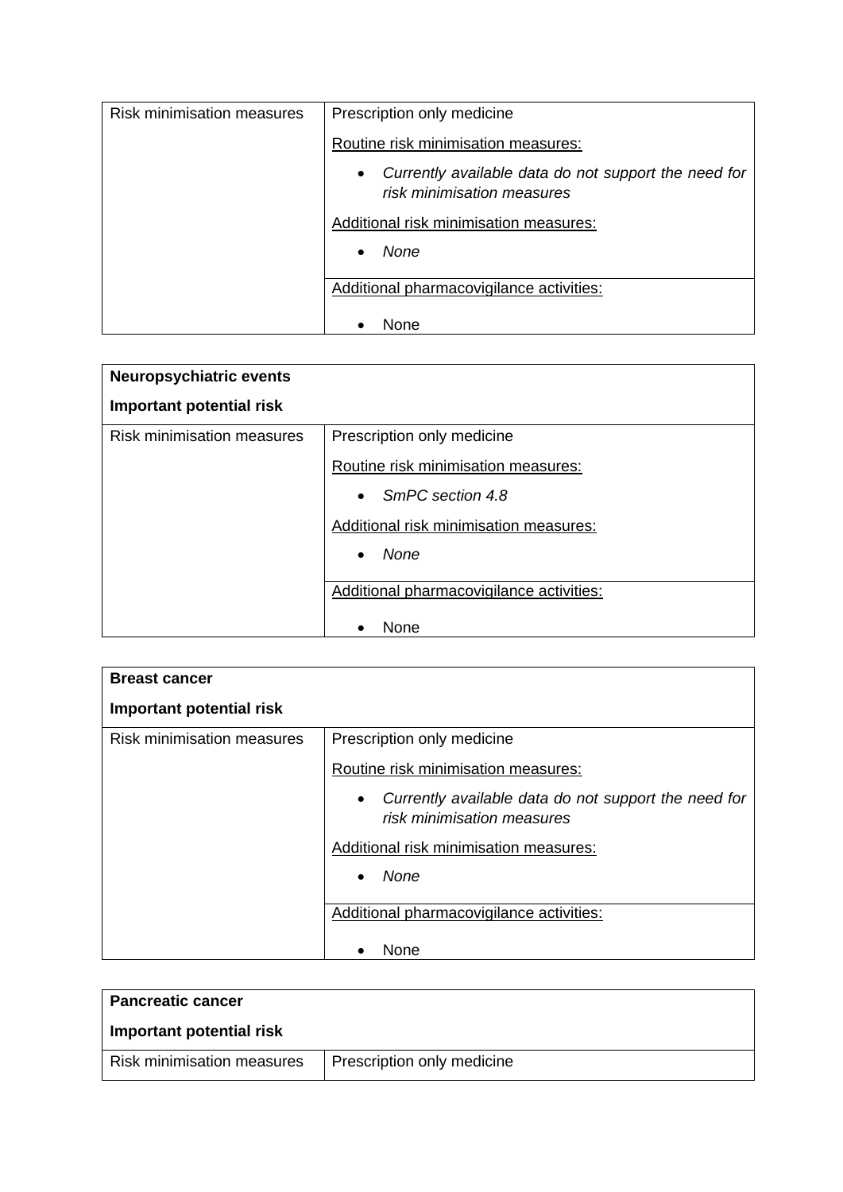| Risk minimisation measures | Prescription only medicine<br><br><u>Routine risk minimisation measures:</u><br><br>• *Currently available data do not support the need for risk minimisation measures*<br><br><u>Additional risk minimisation measures:</u><br><br>• *None* |
|---|---|
| | <u>Additional pharmacovigilance activities:</u><br><br>• None |

| **Neuropsychiatric events**<br><br>**Important potential risk** | |
|---|---|
| Risk minimisation measures | Prescription only medicine<br><br><u>Routine risk minimisation measures:</u><br><br>• *SmPC section 4.8*<br><br><u>Additional risk minimisation measures:</u><br><br>• *None* |
| | <u>Additional pharmacovigilance activities:</u><br><br>• None |

| **Breast cancer**<br><br>**Important potential risk** | |
|---|---|
| Risk minimisation measures | Prescription only medicine<br><br><u>Routine risk minimisation measures:</u><br><br>• *Currently available data do not support the need for risk minimisation measures*<br><br><u>Additional risk minimisation measures:</u><br><br>• *None* |
| | <u>Additional pharmacovigilance activities:</u><br><br>• None |

| **Pancreatic cancer**<br><br>**Important potential risk** | |
|---|---|
| Risk minimisation measures | Prescription only medicine |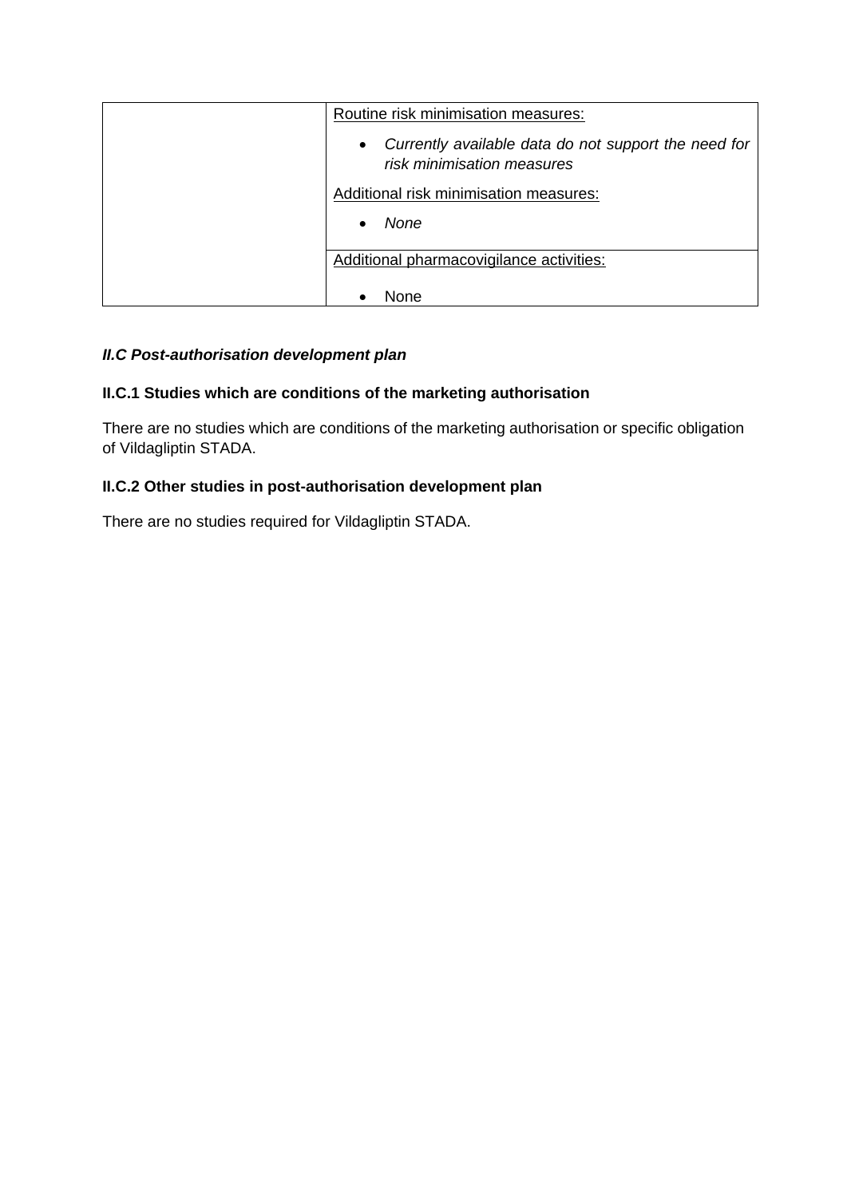| | |
|---|---|
| | Routine risk minimisation measures:<br>• *Currently available data do not support the need for risk minimisation measures*<br>Additional risk minimisation measures:<br>• *None* |
| | Additional pharmacovigilance activities:<br>• None |

### *II.C Post-authorisation development plan*

#### II.C.1 Studies which are conditions of the marketing authorisation

There are no studies which are conditions of the marketing authorisation or specific obligation of Vildagliptin STADA.

#### II.C.2 Other studies in post-authorisation development plan

There are no studies required for Vildagliptin STADA.